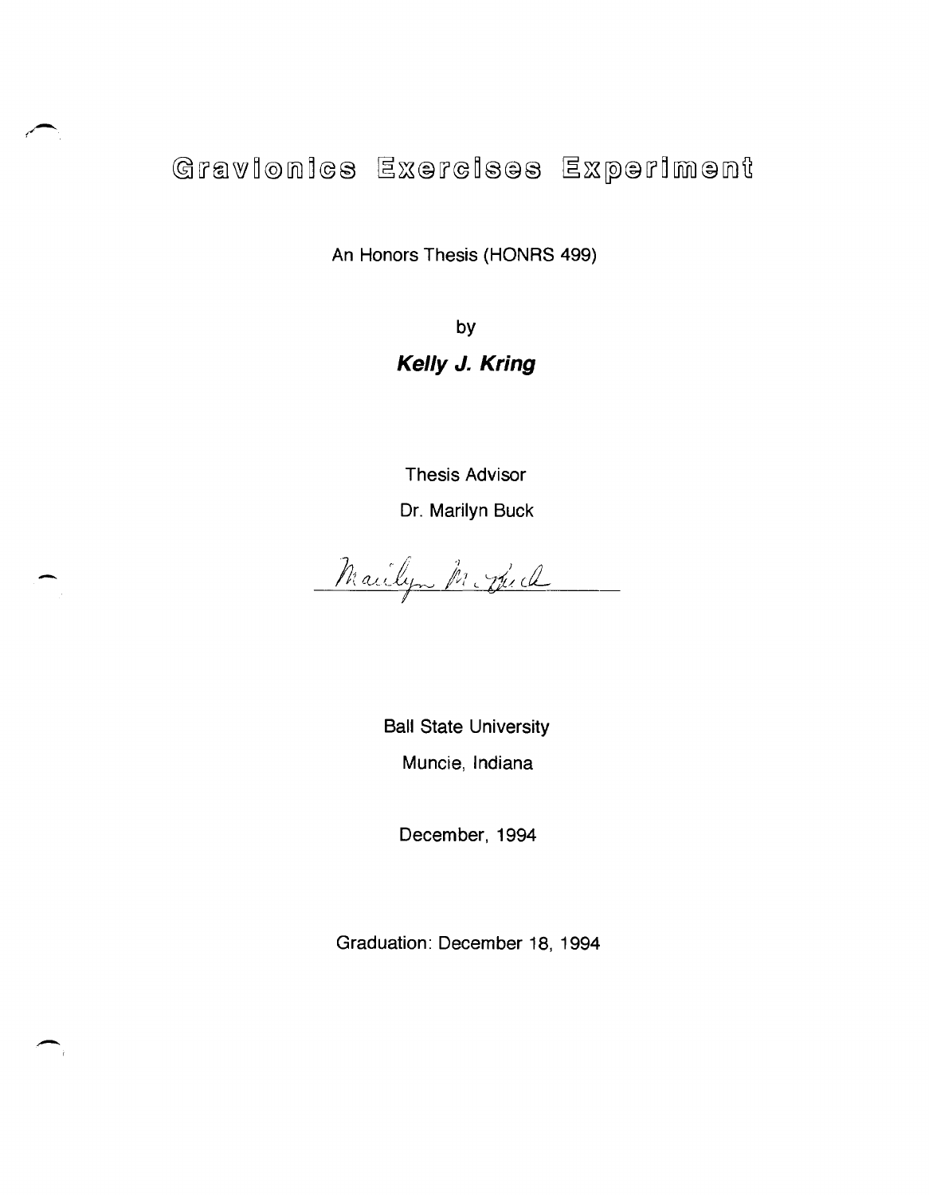# Gravionics Exercises Experiment

An Honors Thesis (HONRS 499)

by

***Kelly J. Kring***

Thesis Advisor

Dr. Marilyn Buck

Marilyn M. Buck

Ball State University

Muncie, Indiana

December, 1994

Graduation: December 18, 1994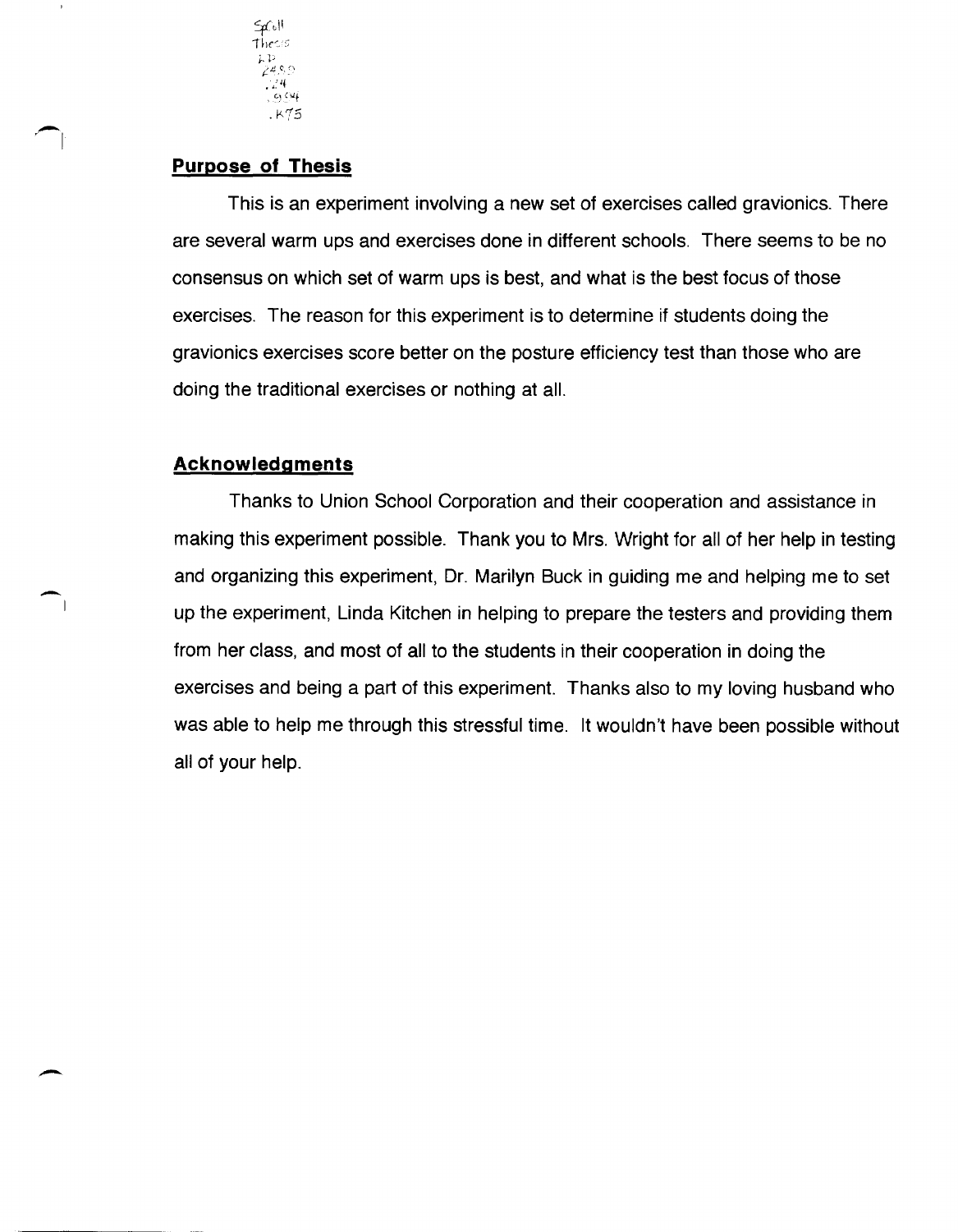## Purpose of Thesis

This is an experiment involving a new set of exercises called gravionics. There are several warm ups and exercises done in different schools. There seems to be no consensus on which set of warm ups is best, and what is the best focus of those exercises. The reason for this experiment is to determine if students doing the gravionics exercises score better on the posture efficiency test than those who are doing the traditional exercises or nothing at all.

## Acknowledgments

Thanks to Union School Corporation and their cooperation and assistance in making this experiment possible. Thank you to Mrs. Wright for all of her help in testing and organizing this experiment, Dr. Marilyn Buck in guiding me and helping me to set up the experiment, Linda Kitchen in helping to prepare the testers and providing them from her class, and most of all to the students in their cooperation in doing the exercises and being a part of this experiment. Thanks also to my loving husband who was able to help me through this stressful time. It wouldn't have been possible without all of your help.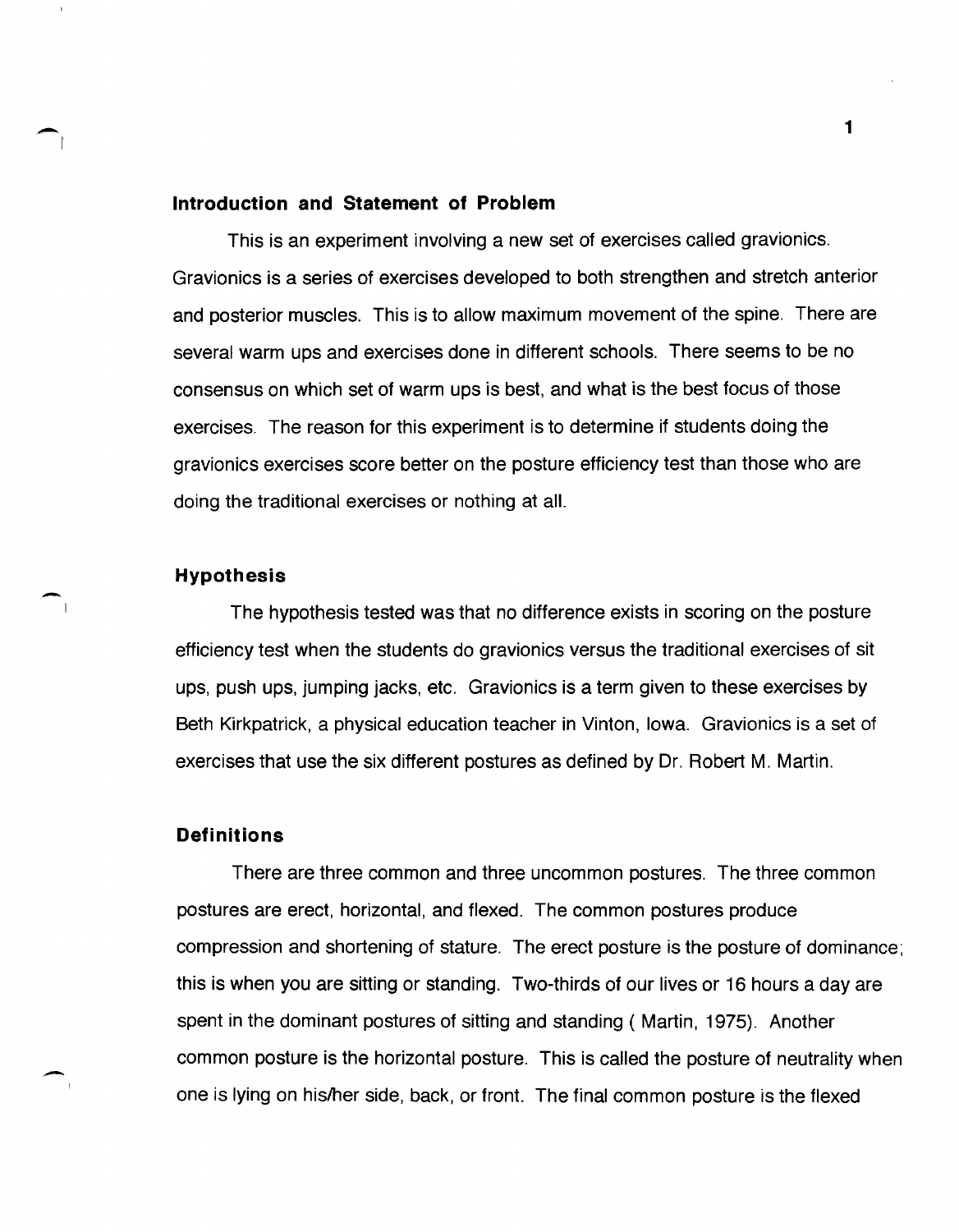## Introduction and Statement of Problem

This is an experiment involving a new set of exercises called gravionics. Gravionics is a series of exercises developed to both strengthen and stretch anterior and posterior muscles. This is to allow maximum movement of the spine. There are several warm ups and exercises done in different schools. There seems to be no consensus on which set of warm ups is best, and what is the best focus of those exercises. The reason for this experiment is to determine if students doing the gravionics exercises score better on the posture efficiency test than those who are doing the traditional exercises or nothing at all.

## Hypothesis

The hypothesis tested was that no difference exists in scoring on the posture efficiency test when the students do gravionics versus the traditional exercises of sit ups, push ups, jumping jacks, etc. Gravionics is a term given to these exercises by Beth Kirkpatrick, a physical education teacher in Vinton, Iowa. Gravionics is a set of exercises that use the six different postures as defined by Dr. Robert M. Martin.

## Definitions

There are three common and three uncommon postures. The three common postures are erect, horizontal, and flexed. The common postures produce compression and shortening of stature. The erect posture is the posture of dominance; this is when you are sitting or standing. Two-thirds of our lives or 16 hours a day are spent in the dominant postures of sitting and standing ( Martin, 1975). Another common posture is the horizontal posture. This is called the posture of neutrality when one is lying on his/her side, back, or front. The final common posture is the flexed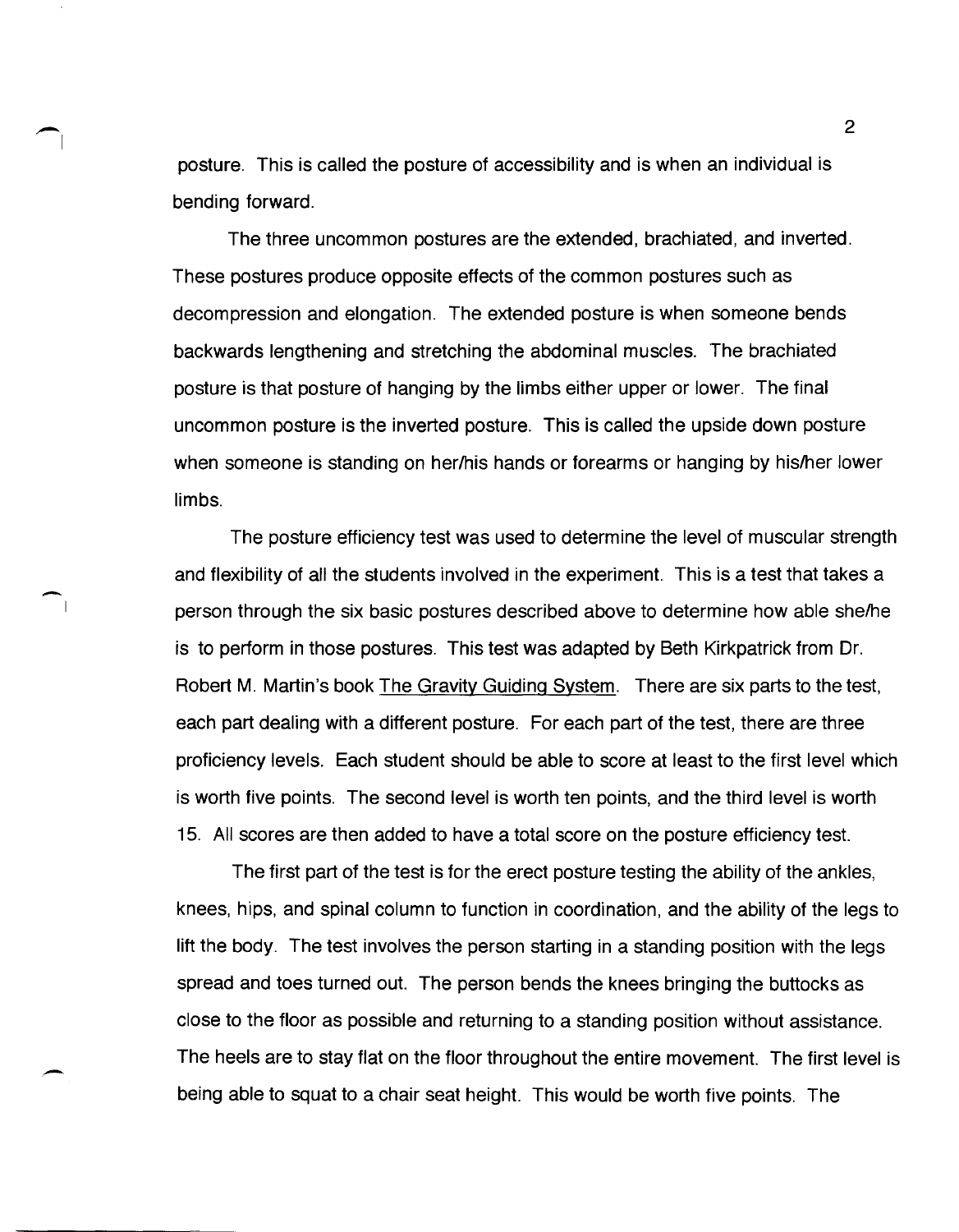posture. This is called the posture of accessibility and is when an individual is bending forward.

The three uncommon postures are the extended, brachiated, and inverted. These postures produce opposite effects of the common postures such as decompression and elongation. The extended posture is when someone bends backwards lengthening and stretching the abdominal muscles. The brachiated posture is that posture of hanging by the limbs either upper or lower. The final uncommon posture is the inverted posture. This is called the upside down posture when someone is standing on her/his hands or forearms or hanging by his/her lower limbs.

The posture efficiency test was used to determine the level of muscular strength and flexibility of all the students involved in the experiment. This is a test that takes a person through the six basic postures described above to determine how able she/he is to perform in those postures. This test was adapted by Beth Kirkpatrick from Dr. Robert M. Martin's book The Gravity Guiding System. There are six parts to the test, each part dealing with a different posture. For each part of the test, there are three proficiency levels. Each student should be able to score at least to the first level which is worth five points. The second level is worth ten points, and the third level is worth 15. All scores are then added to have a total score on the posture efficiency test.

The first part of the test is for the erect posture testing the ability of the ankles, knees, hips, and spinal column to function in coordination, and the ability of the legs to lift the body. The test involves the person starting in a standing position with the legs spread and toes turned out. The person bends the knees bringing the buttocks as close to the floor as possible and returning to a standing position without assistance. The heels are to stay flat on the floor throughout the entire movement. The first level is being able to squat to a chair seat height. This would be worth five points. The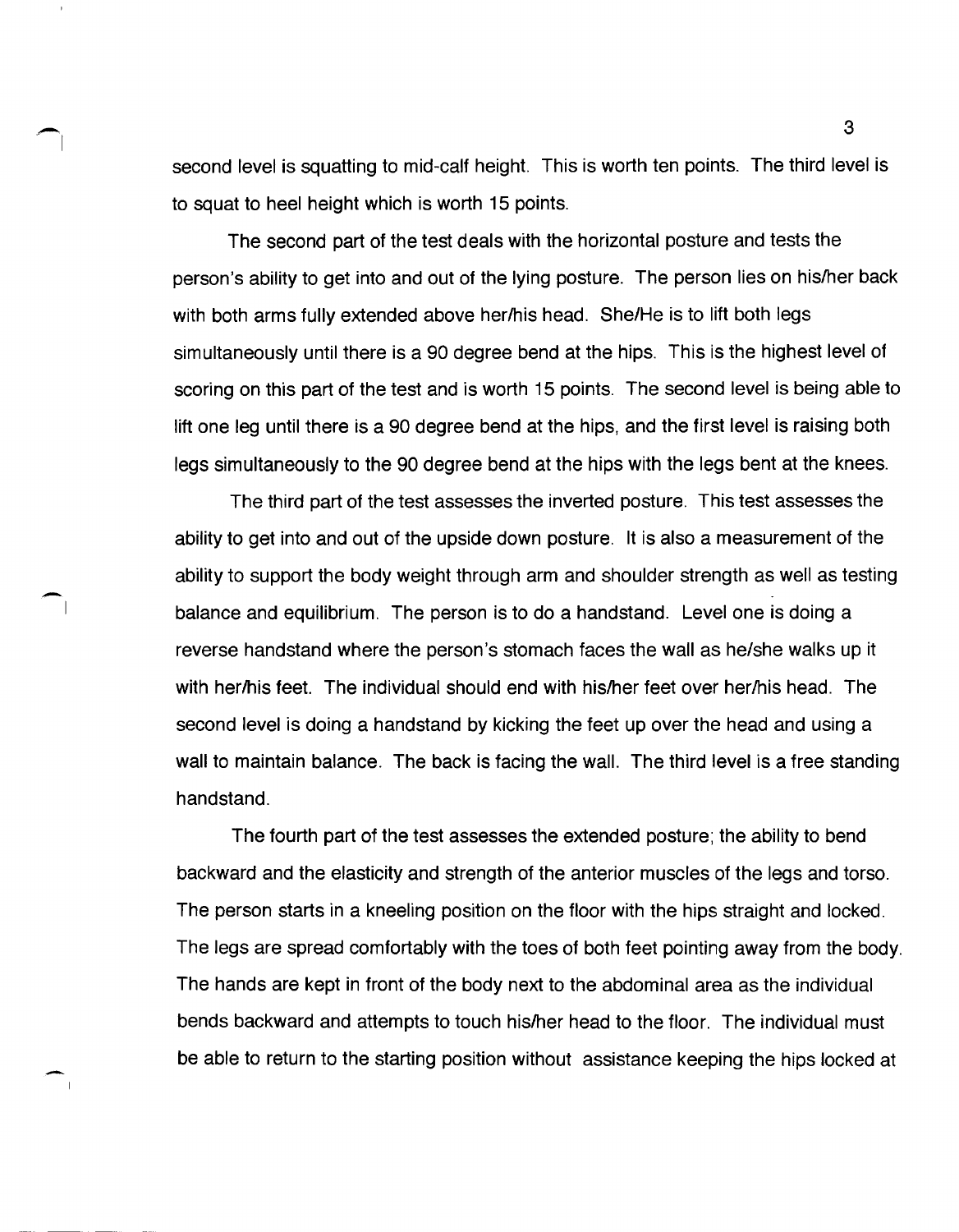second level is squatting to mid-calf height. This is worth ten points. The third level is to squat to heel height which is worth 15 points.

The second part of the test deals with the horizontal posture and tests the person's ability to get into and out of the lying posture. The person lies on his/her back with both arms fully extended above her/his head. She/He is to lift both legs simultaneously until there is a 90 degree bend at the hips. This is the highest level of scoring on this part of the test and is worth 15 points. The second level is being able to lift one leg until there is a 90 degree bend at the hips, and the first level is raising both legs simultaneously to the 90 degree bend at the hips with the legs bent at the knees.

The third part of the test assesses the inverted posture. This test assesses the ability to get into and out of the upside down posture. It is also a measurement of the ability to support the body weight through arm and shoulder strength as well as testing balance and equilibrium. The person is to do a handstand. Level one is doing a reverse handstand where the person's stomach faces the wall as he/she walks up it with her/his feet. The individual should end with his/her feet over her/his head. The second level is doing a handstand by kicking the feet up over the head and using a wall to maintain balance. The back is facing the wall. The third level is a free standing handstand.

The fourth part of the test assesses the extended posture; the ability to bend backward and the elasticity and strength of the anterior muscles of the legs and torso. The person starts in a kneeling position on the floor with the hips straight and locked. The legs are spread comfortably with the toes of both feet pointing away from the body. The hands are kept in front of the body next to the abdominal area as the individual bends backward and attempts to touch his/her head to the floor. The individual must be able to return to the starting position without assistance keeping the hips locked at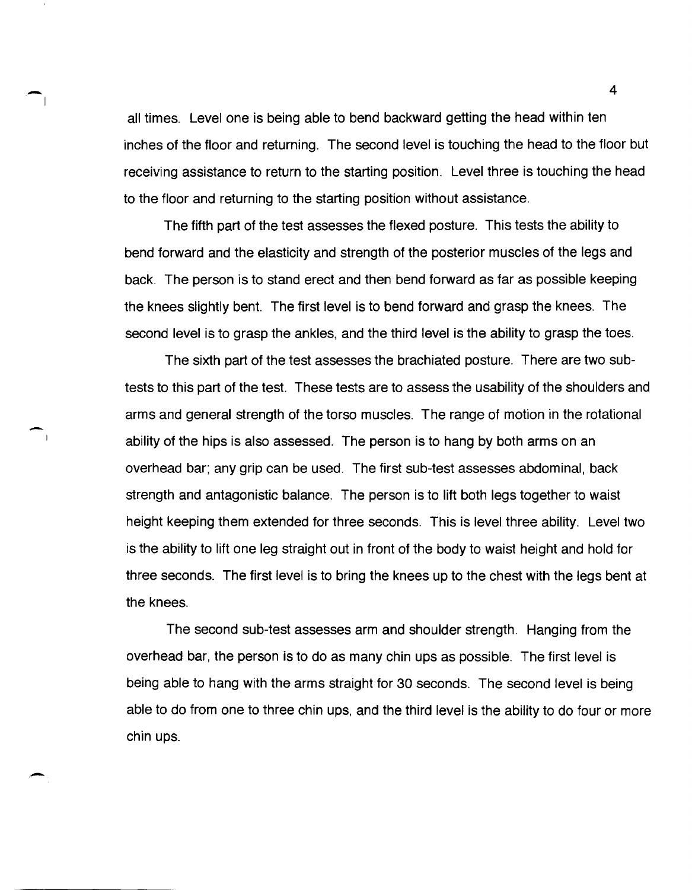all times. Level one is being able to bend backward getting the head within ten inches of the floor and returning. The second level is touching the head to the floor but receiving assistance to return to the starting position. Level three is touching the head to the floor and returning to the starting position without assistance.

The fifth part of the test assesses the flexed posture. This tests the ability to bend forward and the elasticity and strength of the posterior muscles of the legs and back. The person is to stand erect and then bend forward as far as possible keeping the knees slightly bent. The first level is to bend forward and grasp the knees. The second level is to grasp the ankles, and the third level is the ability to grasp the toes.

The sixth part of the test assesses the brachiated posture. There are two sub-tests to this part of the test. These tests are to assess the usability of the shoulders and arms and general strength of the torso muscles. The range of motion in the rotational ability of the hips is also assessed. The person is to hang by both arms on an overhead bar; any grip can be used. The first sub-test assesses abdominal, back strength and antagonistic balance. The person is to lift both legs together to waist height keeping them extended for three seconds. This is level three ability. Level two is the ability to lift one leg straight out in front of the body to waist height and hold for three seconds. The first level is to bring the knees up to the chest with the legs bent at the knees.

The second sub-test assesses arm and shoulder strength. Hanging from the overhead bar, the person is to do as many chin ups as possible. The first level is being able to hang with the arms straight for 30 seconds. The second level is being able to do from one to three chin ups, and the third level is the ability to do four or more chin ups.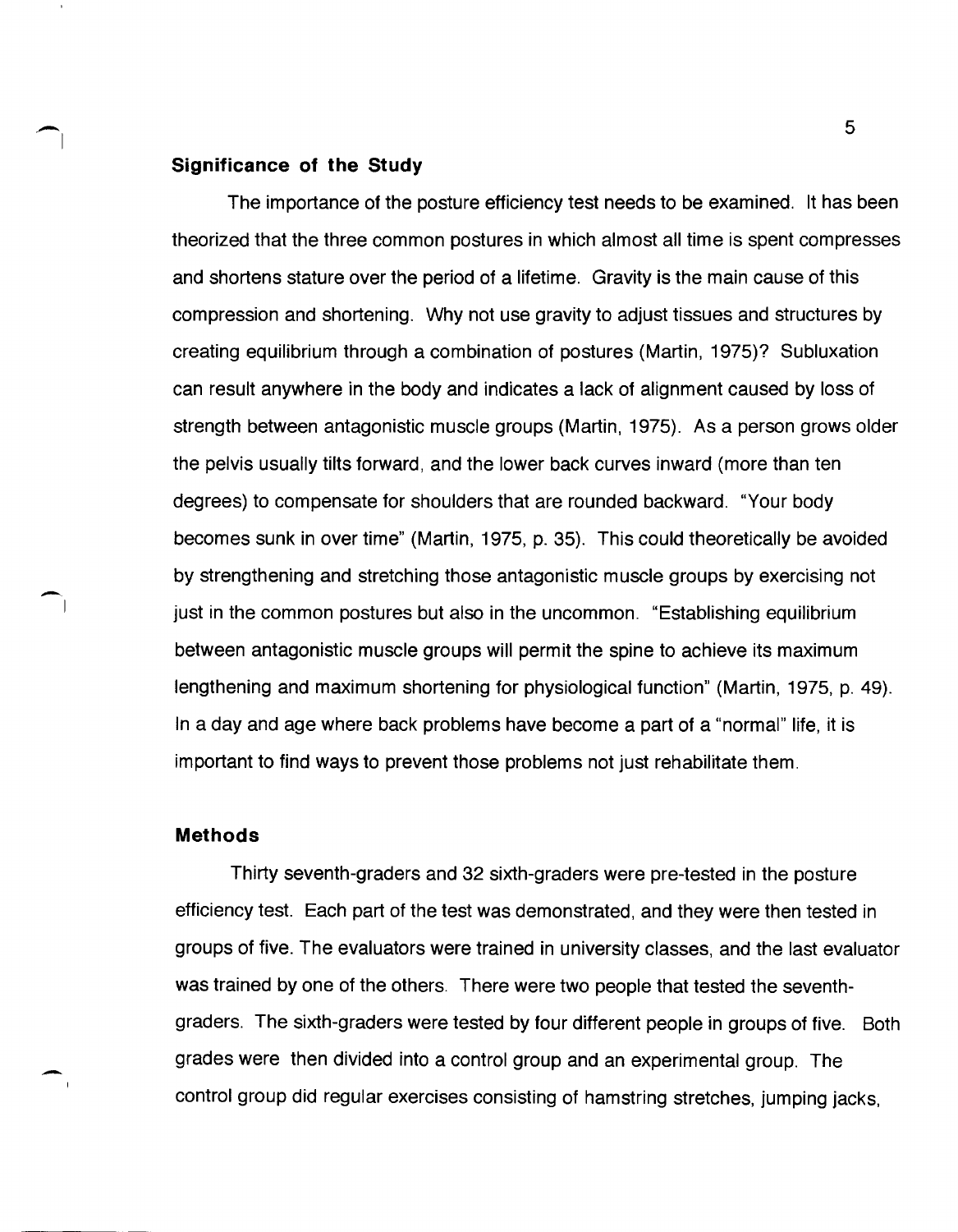### Significance of the Study

The importance of the posture efficiency test needs to be examined. It has been theorized that the three common postures in which almost all time is spent compresses and shortens stature over the period of a lifetime. Gravity is the main cause of this compression and shortening. Why not use gravity to adjust tissues and structures by creating equilibrium through a combination of postures (Martin, 1975)? Subluxation can result anywhere in the body and indicates a lack of alignment caused by loss of strength between antagonistic muscle groups (Martin, 1975). As a person grows older the pelvis usually tilts forward, and the lower back curves inward (more than ten degrees) to compensate for shoulders that are rounded backward. "Your body becomes sunk in over time" (Martin, 1975, p. 35). This could theoretically be avoided by strengthening and stretching those antagonistic muscle groups by exercising not just in the common postures but also in the uncommon. "Establishing equilibrium between antagonistic muscle groups will permit the spine to achieve its maximum lengthening and maximum shortening for physiological function" (Martin, 1975, p. 49). In a day and age where back problems have become a part of a "normal" life, it is important to find ways to prevent those problems not just rehabilitate them.

### Methods

Thirty seventh-graders and 32 sixth-graders were pre-tested in the posture efficiency test. Each part of the test was demonstrated, and they were then tested in groups of five. The evaluators were trained in university classes, and the last evaluator was trained by one of the others. There were two people that tested the seventh-graders. The sixth-graders were tested by four different people in groups of five. Both grades were then divided into a control group and an experimental group. The control group did regular exercises consisting of hamstring stretches, jumping jacks,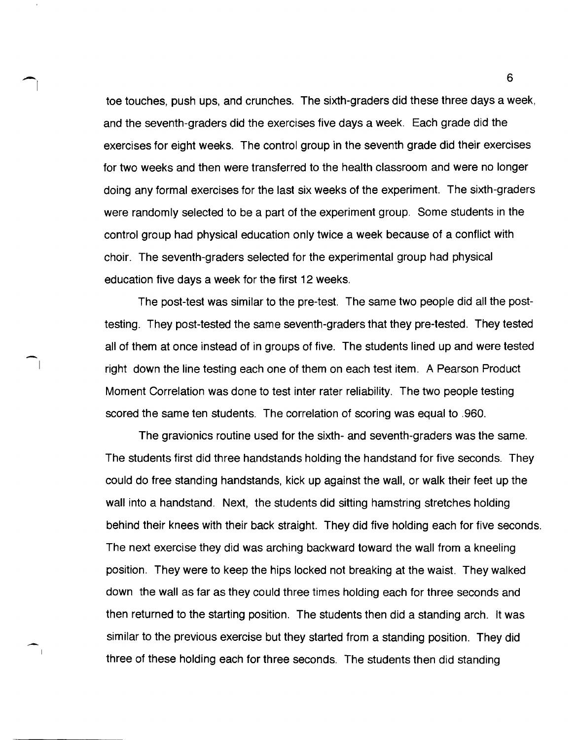toe touches, push ups, and crunches. The sixth-graders did these three days a week, and the seventh-graders did the exercises five days a week. Each grade did the exercises for eight weeks. The control group in the seventh grade did their exercises for two weeks and then were transferred to the health classroom and were no longer doing any formal exercises for the last six weeks of the experiment. The sixth-graders were randomly selected to be a part of the experiment group. Some students in the control group had physical education only twice a week because of a conflict with choir. The seventh-graders selected for the experimental group had physical education five days a week for the first 12 weeks.

The post-test was similar to the pre-test. The same two people did all the post-testing. They post-tested the same seventh-graders that they pre-tested. They tested all of them at once instead of in groups of five. The students lined up and were tested right down the line testing each one of them on each test item. A Pearson Product Moment Correlation was done to test inter rater reliability. The two people testing scored the same ten students. The correlation of scoring was equal to .960.

The gravionics routine used for the sixth- and seventh-graders was the same. The students first did three handstands holding the handstand for five seconds. They could do free standing handstands, kick up against the wall, or walk their feet up the wall into a handstand. Next, the students did sitting hamstring stretches holding behind their knees with their back straight. They did five holding each for five seconds. The next exercise they did was arching backward toward the wall from a kneeling position. They were to keep the hips locked not breaking at the waist. They walked down the wall as far as they could three times holding each for three seconds and then returned to the starting position. The students then did a standing arch. It was similar to the previous exercise but they started from a standing position. They did three of these holding each for three seconds. The students then did standing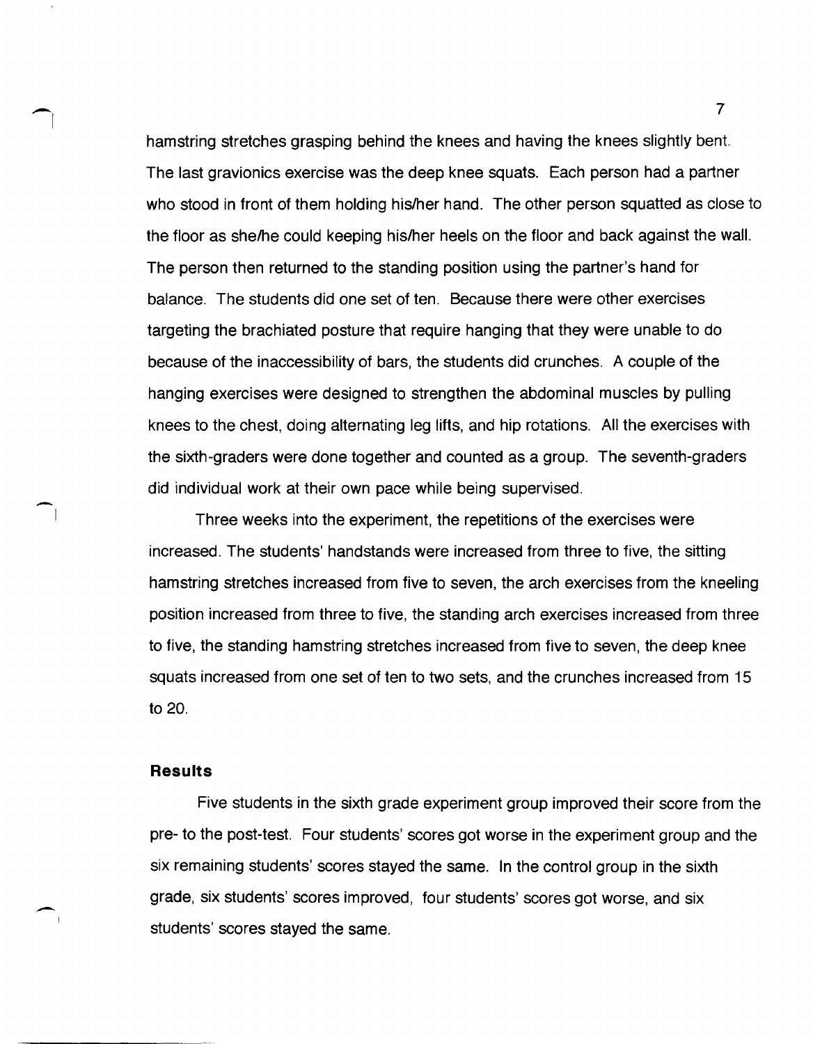hamstring stretches grasping behind the knees and having the knees slightly bent. The last gravionics exercise was the deep knee squats. Each person had a partner who stood in front of them holding his/her hand. The other person squatted as close to the floor as she/he could keeping his/her heels on the floor and back against the wall. The person then returned to the standing position using the partner's hand for balance. The students did one set of ten. Because there were other exercises targeting the brachiated posture that require hanging that they were unable to do because of the inaccessibility of bars, the students did crunches. A couple of the hanging exercises were designed to strengthen the abdominal muscles by pulling knees to the chest, doing alternating leg lifts, and hip rotations. All the exercises with the sixth-graders were done together and counted as a group. The seventh-graders did individual work at their own pace while being supervised.

Three weeks into the experiment, the repetitions of the exercises were increased. The students' handstands were increased from three to five, the sitting hamstring stretches increased from five to seven, the arch exercises from the kneeling position increased from three to five, the standing arch exercises increased from three to five, the standing hamstring stretches increased from five to seven, the deep knee squats increased from one set of ten to two sets, and the crunches increased from 15 to 20.

## Results

Five students in the sixth grade experiment group improved their score from the pre- to the post-test. Four students' scores got worse in the experiment group and the six remaining students' scores stayed the same. In the control group in the sixth grade, six students' scores improved, four students' scores got worse, and six students' scores stayed the same.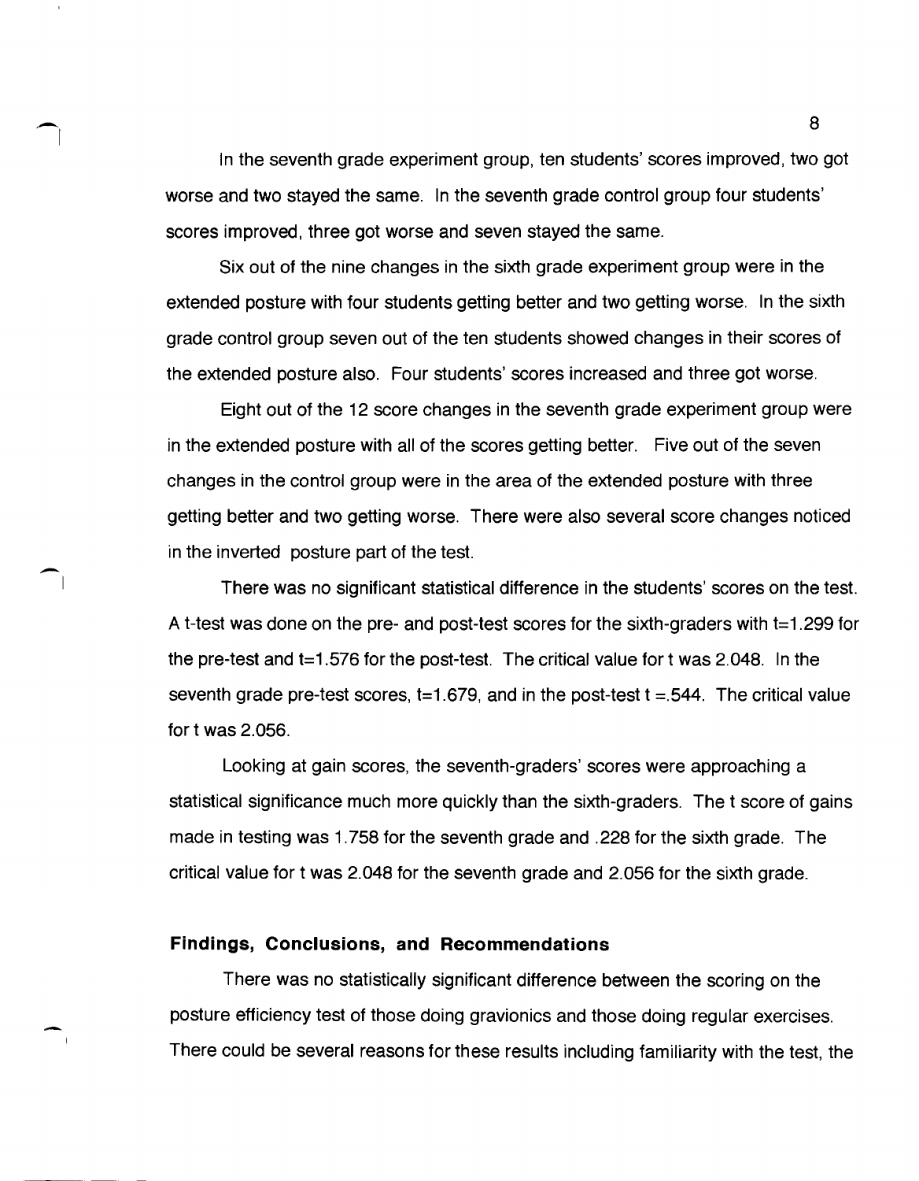In the seventh grade experiment group, ten students' scores improved, two got worse and two stayed the same. In the seventh grade control group four students' scores improved, three got worse and seven stayed the same.

Six out of the nine changes in the sixth grade experiment group were in the extended posture with four students getting better and two getting worse. In the sixth grade control group seven out of the ten students showed changes in their scores of the extended posture also. Four students' scores increased and three got worse.

Eight out of the 12 score changes in the seventh grade experiment group were in the extended posture with all of the scores getting better. Five out of the seven changes in the control group were in the area of the extended posture with three getting better and two getting worse. There were also several score changes noticed in the inverted posture part of the test.

There was no significant statistical difference in the students' scores on the test. A t-test was done on the pre- and post-test scores for the sixth-graders with $t=1.299$ for the pre-test and $t=1.576$ for the post-test. The critical value for t was 2.048. In the seventh grade pre-test scores, $t=1.679$, and in the post-test $t = .544$. The critical value for t was 2.056.

Looking at gain scores, the seventh-graders' scores were approaching a statistical significance much more quickly than the sixth-graders. The t score of gains made in testing was 1.758 for the seventh grade and .228 for the sixth grade. The critical value for t was 2.048 for the seventh grade and 2.056 for the sixth grade.

## Findings, Conclusions, and Recommendations

There was no statistically significant difference between the scoring on the posture efficiency test of those doing gravionics and those doing regular exercises. There could be several reasons for these results including familiarity with the test, the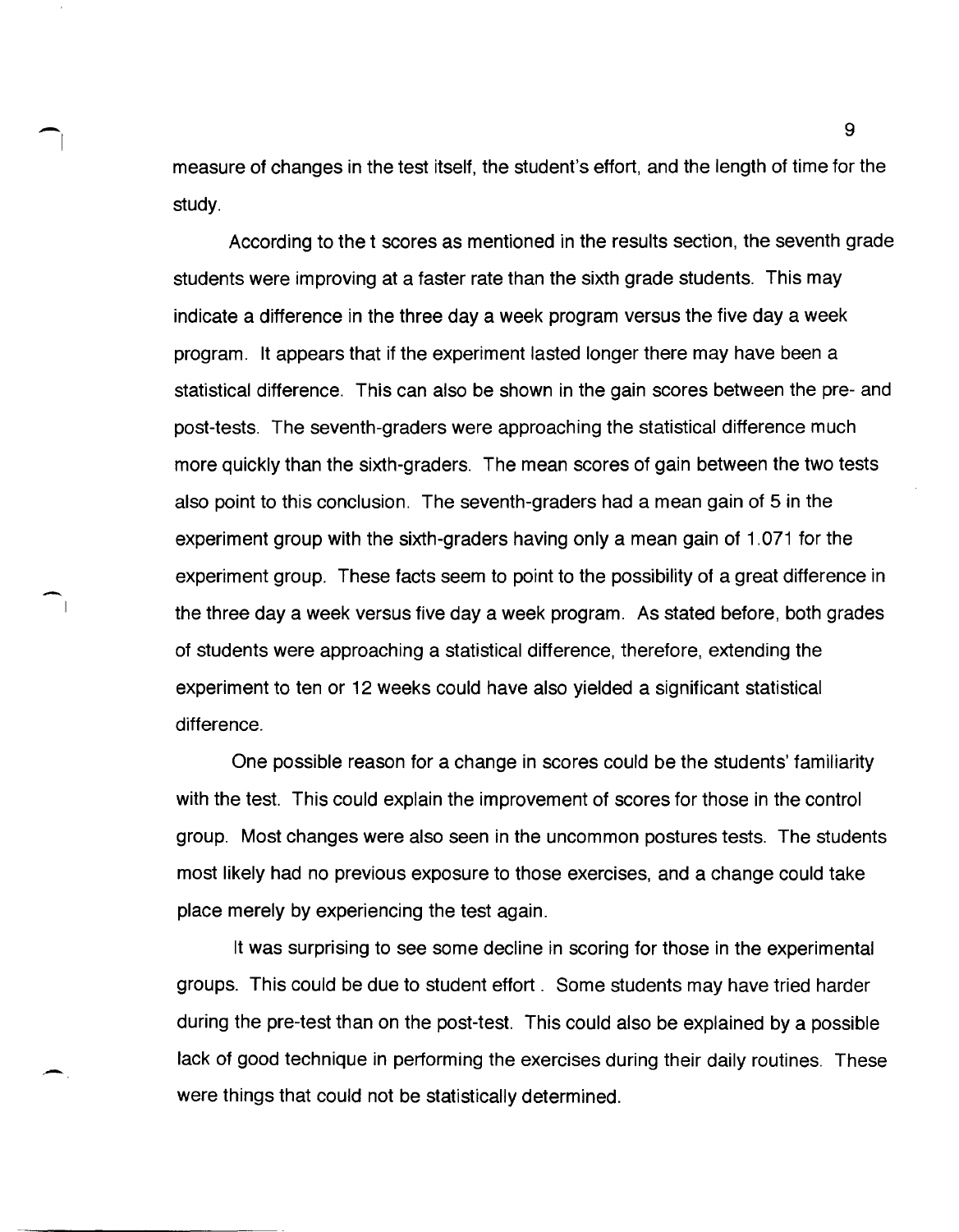measure of changes in the test itself, the student's effort, and the length of time for the study.

According to the t scores as mentioned in the results section, the seventh grade students were improving at a faster rate than the sixth grade students. This may indicate a difference in the three day a week program versus the five day a week program. It appears that if the experiment lasted longer there may have been a statistical difference. This can also be shown in the gain scores between the pre- and post-tests. The seventh-graders were approaching the statistical difference much more quickly than the sixth-graders. The mean scores of gain between the two tests also point to this conclusion. The seventh-graders had a mean gain of 5 in the experiment group with the sixth-graders having only a mean gain of 1.071 for the experiment group. These facts seem to point to the possibility of a great difference in the three day a week versus five day a week program. As stated before, both grades of students were approaching a statistical difference, therefore, extending the experiment to ten or 12 weeks could have also yielded a significant statistical difference.

One possible reason for a change in scores could be the students' familiarity with the test. This could explain the improvement of scores for those in the control group. Most changes were also seen in the uncommon postures tests. The students most likely had no previous exposure to those exercises, and a change could take place merely by experiencing the test again.

It was surprising to see some decline in scoring for those in the experimental groups. This could be due to student effort . Some students may have tried harder during the pre-test than on the post-test. This could also be explained by a possible lack of good technique in performing the exercises during their daily routines. These were things that could not be statistically determined.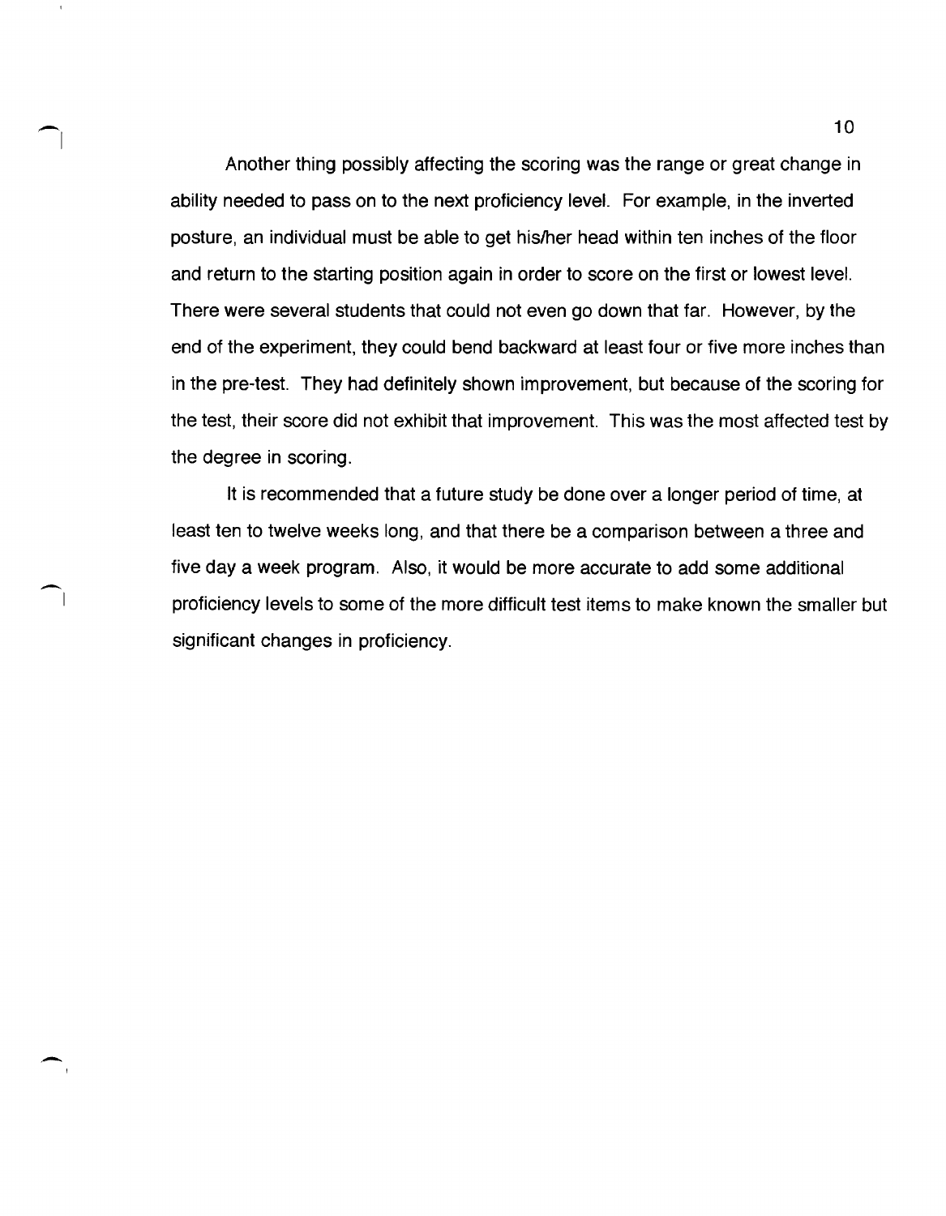Another thing possibly affecting the scoring was the range or great change in ability needed to pass on to the next proficiency level. For example, in the inverted posture, an individual must be able to get his/her head within ten inches of the floor and return to the starting position again in order to score on the first or lowest level. There were several students that could not even go down that far. However, by the end of the experiment, they could bend backward at least four or five more inches than in the pre-test. They had definitely shown improvement, but because of the scoring for the test, their score did not exhibit that improvement. This was the most affected test by the degree in scoring.

It is recommended that a future study be done over a longer period of time, at least ten to twelve weeks long, and that there be a comparison between a three and five day a week program. Also, it would be more accurate to add some additional proficiency levels to some of the more difficult test items to make known the smaller but significant changes in proficiency.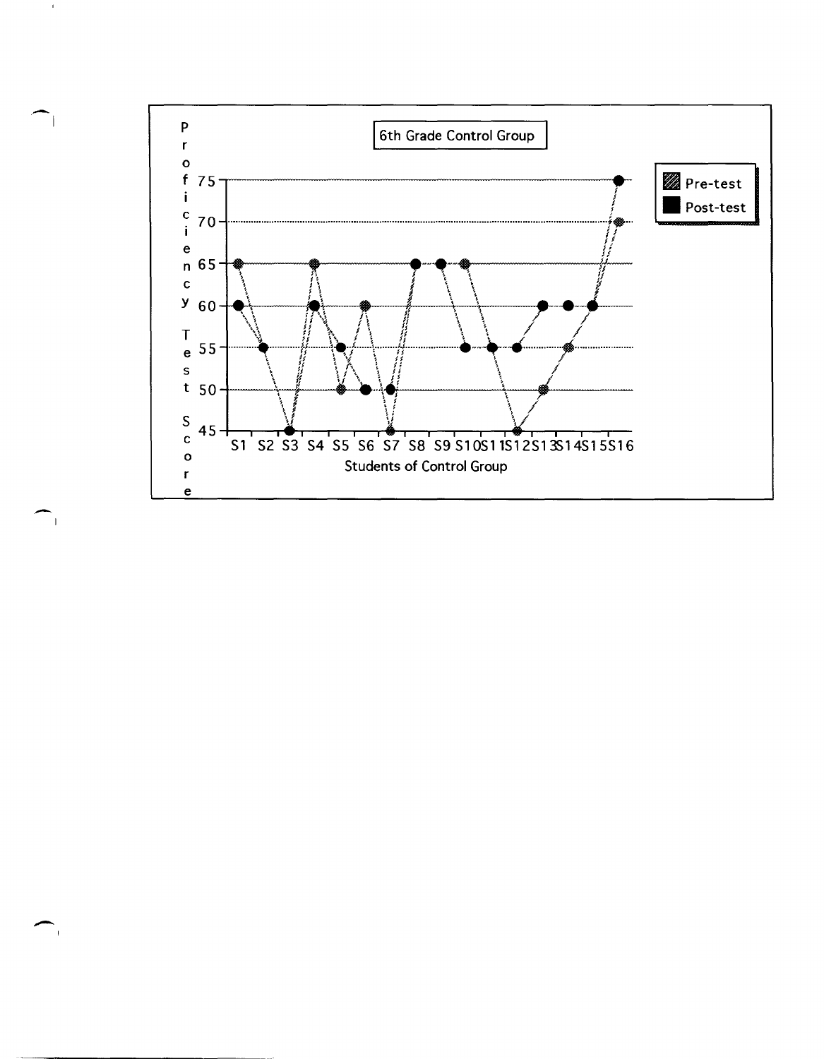6th Grade Control Group

Proficiency Test Score

75
70
65
60
55
50
45

S1 S2 S3 S4 S5 S6 S7 S8 S9 S10 S11 S12 S13 S14 S15 S16

Students of Control Group

Pre-test
Post-test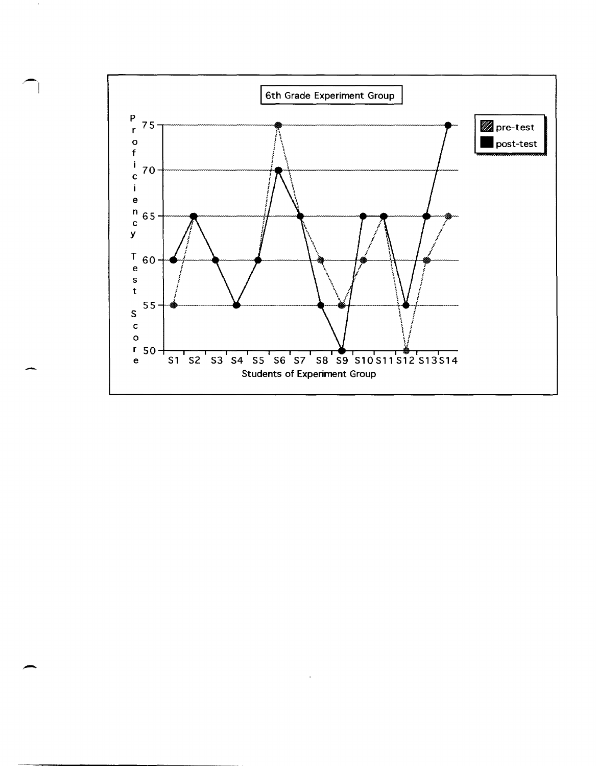6th Grade Experiment Group

Proficiency Test Score

75
70
65
60
55
50

S1 S2 S3 S4 S5 S6 S7 S8 S9 S10 S11 S12 S13 S14

Students of Experiment Group

pre-test
post-test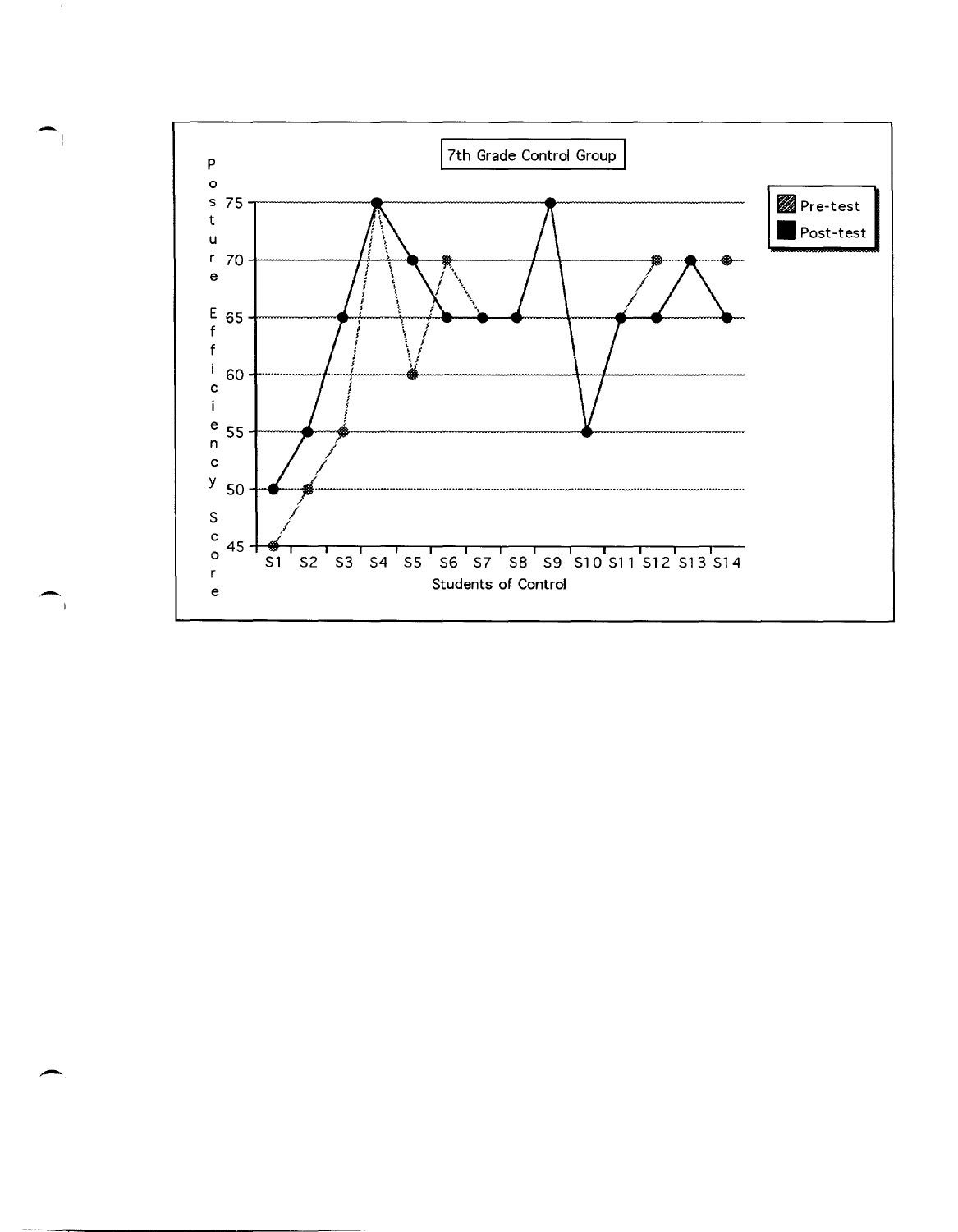7th Grade Control Group

Posture Efficiency Score

75
70
65
60
55
50
45

S1 S2 S3 S4 S5 S6 S7 S8 S9 S10 S11 S12 S13 S14

Students of Control

Pre-test

Post-test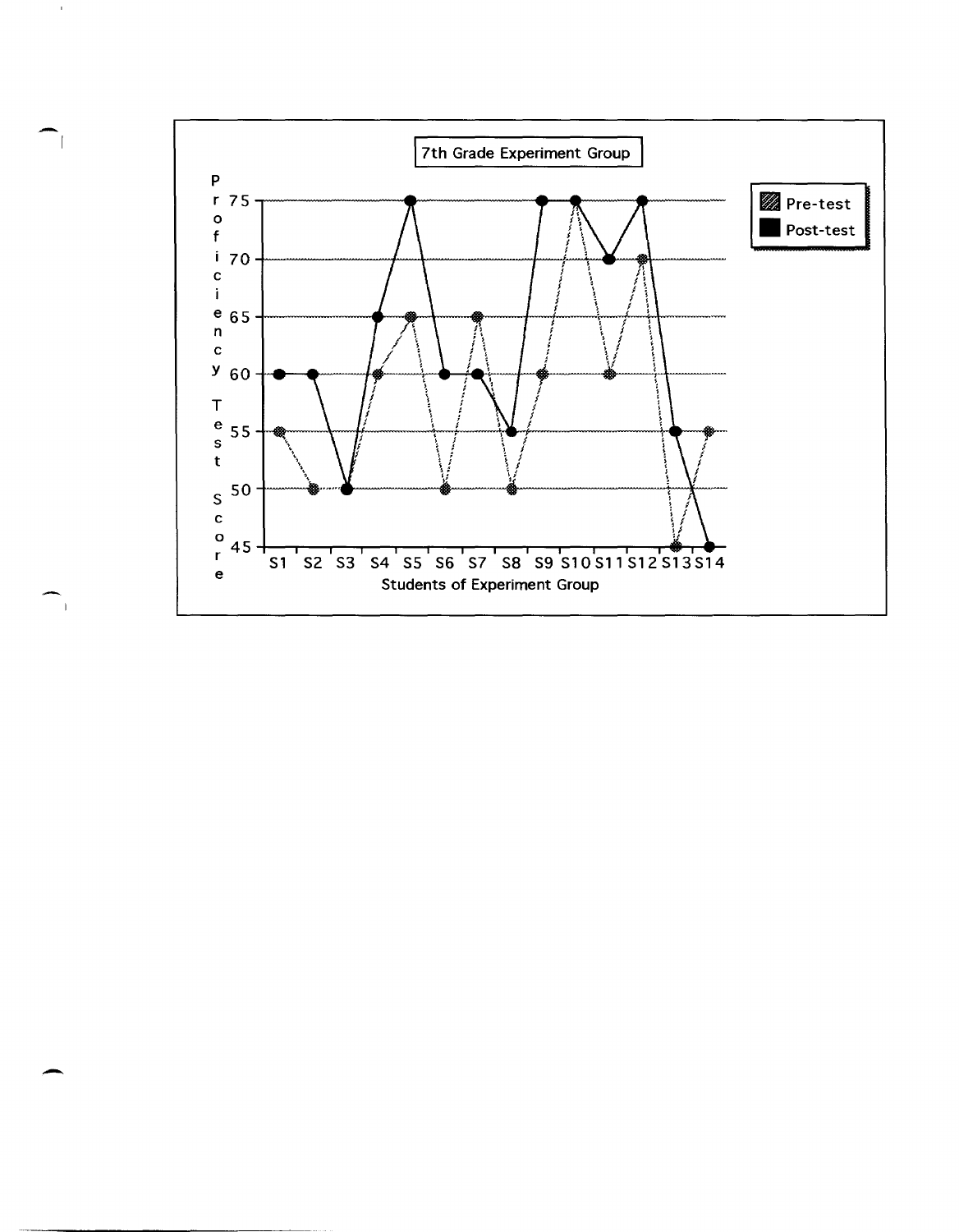7th Grade Experiment Group

Proficiency Test Score

75
70
65
60
55
50
45

S1 S2 S3 S4 S5 S6 S7 S8 S9 S10 S11 S12 S13 S14

Students of Experiment Group

Pre-test
Post-test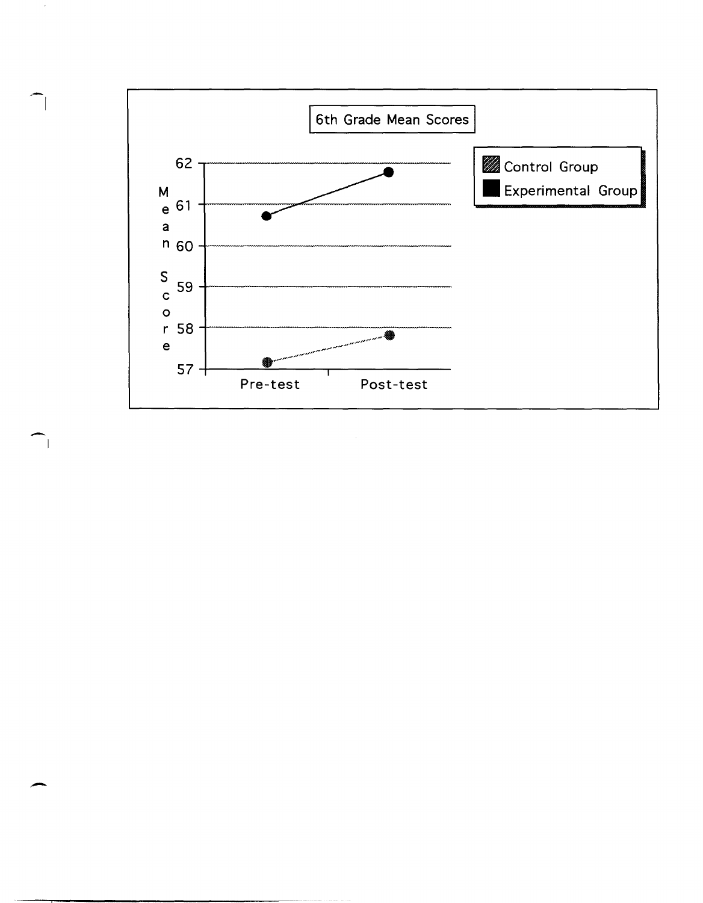6th Grade Mean Scores

Mean Score

62
61
60
59
58
57

Pre-test    Post-test

Control Group
Experimental Group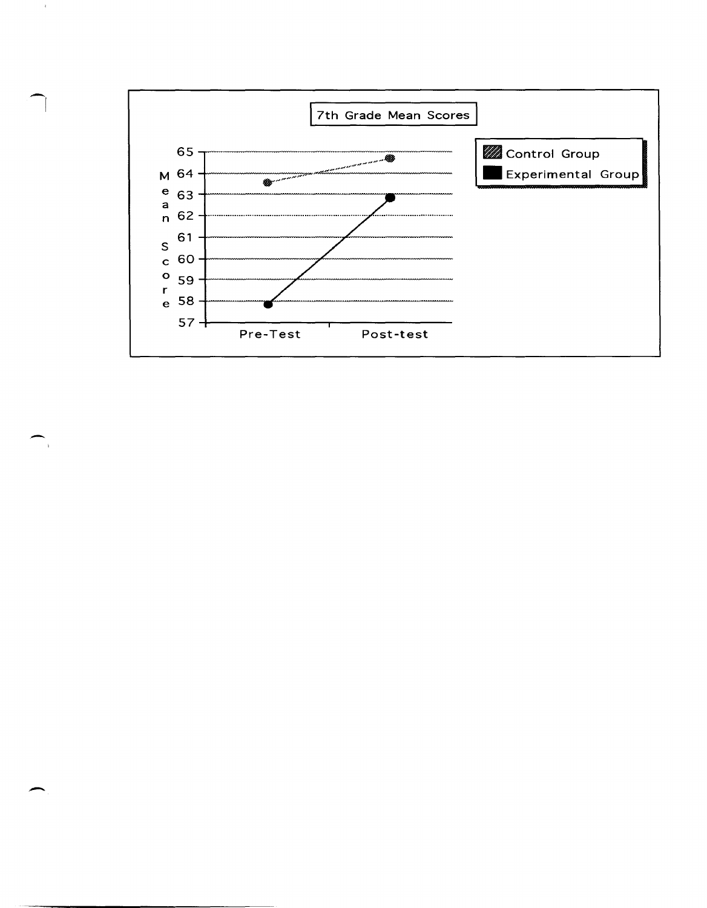7th Grade Mean Scores

Mean Score

65
64
63
62
61
60
59
58
57

Pre-Test
Post-test

Control Group
Experimental Group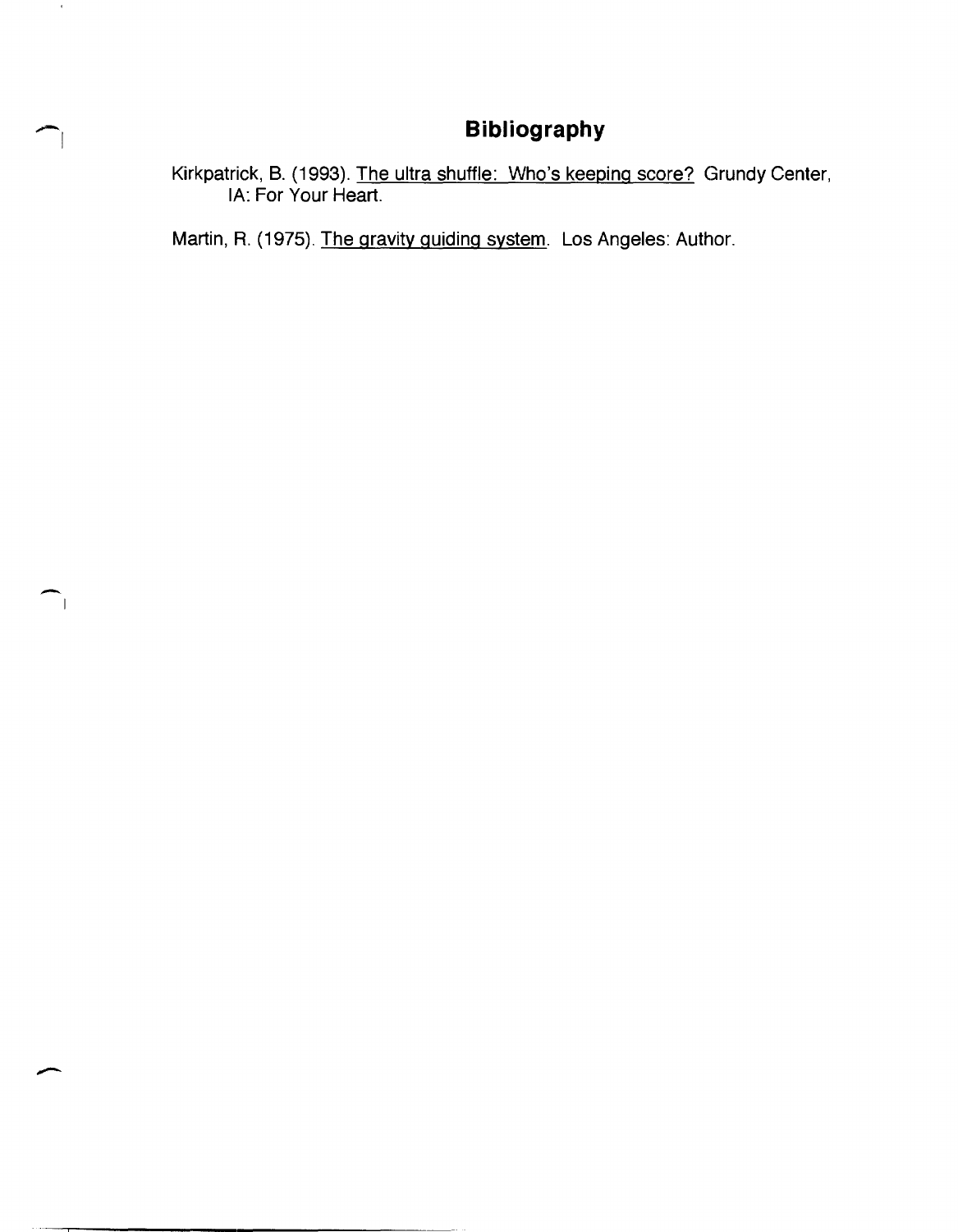## Bibliography

Kirkpatrick, B. (1993). <u>The ultra shuffle: Who's keeping score?</u> Grundy Center, IA: For Your Heart.

Martin, R. (1975). <u>The gravity guiding system</u>. Los Angeles: Author.